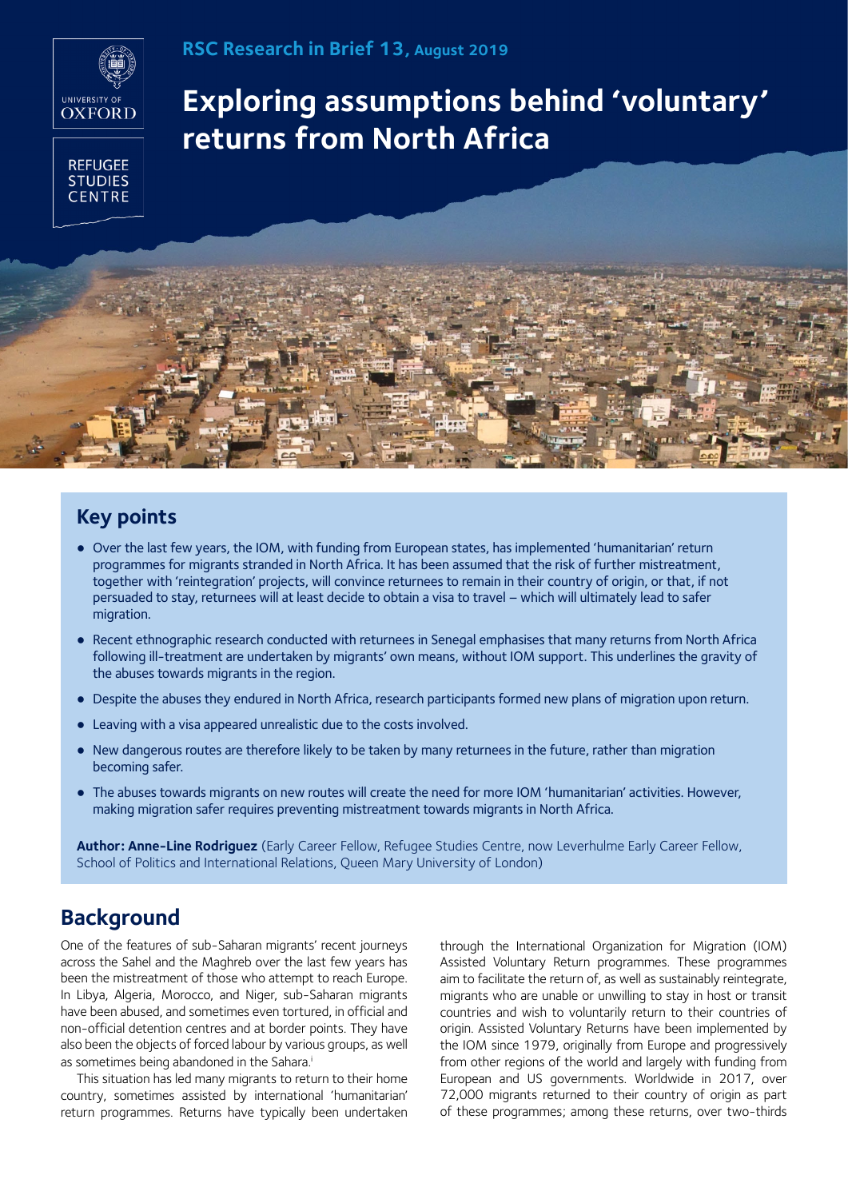RSC Research in Brief 13, August 2019

# Exploring assumptions behind 'voluntary' returns from North Africa

## Key points

- Over the last few years, the IOM, with funding from European states, has implemented 'humanitarian' return programmes for migrants stranded in North Africa. It has been assumed that the risk of further mistreatment, together with 'reintegration' projects, will convince returnees to remain in their country of origin, or that, if not persuaded to stay, returnees will at least decide to obtain a visa to travel – which will ultimately lead to safer migration.
- Recent ethnographic research conducted with returnees in Senegal emphasises that many returns from North Africa following ill-treatment are undertaken by migrants' own means, without IOM support. This underlines the gravity of the abuses towards migrants in the region.
- Despite the abuses they endured in North Africa, research participants formed new plans of migration upon return.
- Leaving with a visa appeared unrealistic due to the costs involved.
- New dangerous routes are therefore likely to be taken by many returnees in the future, rather than migration becoming safer.
- The abuses towards migrants on new routes will create the need for more IOM 'humanitarian' activities. However, making migration safer requires preventing mistreatment towards migrants in North Africa.

**Author: Anne-Line Rodriguez** (Early Career Fellow, Refugee Studies Centre, now Leverhulme Early Career Fellow, School of Politics and International Relations, Queen Mary University of London)

## Background

One of the features of sub-Saharan migrants' recent journeys across the Sahel and the Maghreb over the last few years has been the mistreatment of those who attempt to reach Europe. In Libya, Algeria, Morocco, and Niger, sub-Saharan migrants have been abused, and sometimes even tortured, in official and non-official detention centres and at border points. They have also been the objects of forced labour by various groups, as well as sometimes being abandoned in the Sahara.[i]

This situation has led many migrants to return to their home country, sometimes assisted by international 'humanitarian' return programmes. Returns have typically been undertaken through the International Organization for Migration (IOM) Assisted Voluntary Return programmes. These programmes aim to facilitate the return of, as well as sustainably reintegrate, migrants who are unable or unwilling to stay in host or transit countries and wish to voluntarily return to their countries of origin. Assisted Voluntary Returns have been implemented by the IOM since 1979, originally from Europe and progressively from other regions of the world and largely with funding from European and US governments. Worldwide in 2017, over 72,000 migrants returned to their country of origin as part of these programmes; among these returns, over two-thirds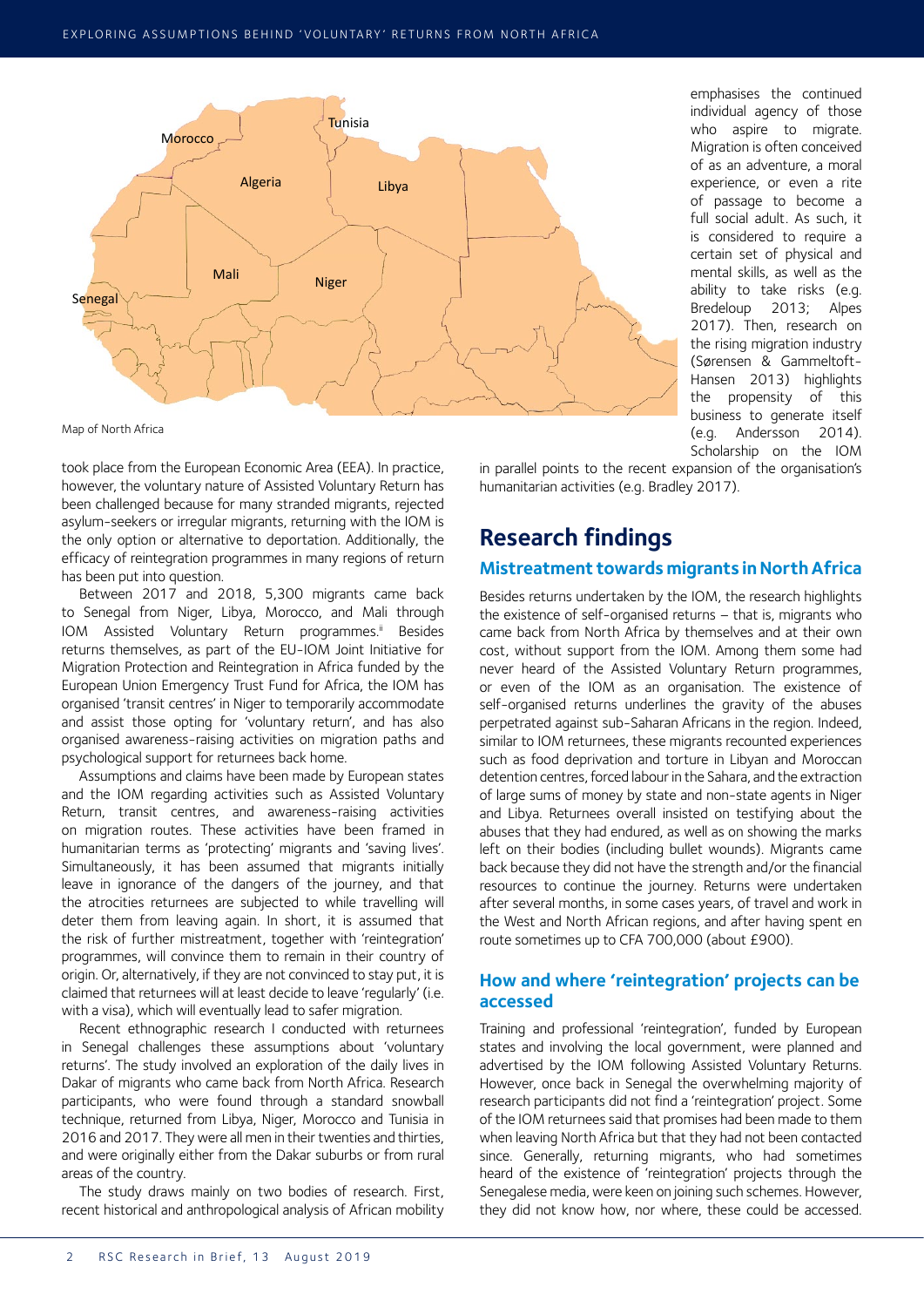Map of North Africa

took place from the European Economic Area (EEA). In practice, however, the voluntary nature of Assisted Voluntary Return has been challenged because for many stranded migrants, rejected asylum-seekers or irregular migrants, returning with the IOM is the only option or alternative to deportation. Additionally, the efficacy of reintegration programmes in many regions of return has been put into question.

Between 2017 and 2018, 5,300 migrants came back to Senegal from Niger, Libya, Morocco, and Mali through IOM Assisted Voluntary Return programmes.[ii] Besides returns themselves, as part of the EU-IOM Joint Initiative for Migration Protection and Reintegration in Africa funded by the European Union Emergency Trust Fund for Africa, the IOM has organised 'transit centres' in Niger to temporarily accommodate and assist those opting for 'voluntary return', and has also organised awareness-raising activities on migration paths and psychological support for returnees back home.

Assumptions and claims have been made by European states and the IOM regarding activities such as Assisted Voluntary Return, transit centres, and awareness-raising activities on migration routes. These activities have been framed in humanitarian terms as 'protecting' migrants and 'saving lives'. Simultaneously, it has been assumed that migrants initially leave in ignorance of the dangers of the journey, and that the atrocities returnees are subjected to while travelling will deter them from leaving again. In short, it is assumed that the risk of further mistreatment, together with 'reintegration' programmes, will convince them to remain in their country of origin. Or, alternatively, if they are not convinced to stay put, it is claimed that returnees will at least decide to leave 'regularly' (i.e. with a visa), which will eventually lead to safer migration.

Recent ethnographic research I conducted with returnees in Senegal challenges these assumptions about 'voluntary returns'. The study involved an exploration of the daily lives in Dakar of migrants who came back from North Africa. Research participants, who were found through a standard snowball technique, returned from Libya, Niger, Morocco and Tunisia in 2016 and 2017. They were all men in their twenties and thirties, and were originally either from the Dakar suburbs or from rural areas of the country.

The study draws mainly on two bodies of research. First, recent historical and anthropological analysis of African mobility emphasises the continued individual agency of those who aspire to migrate. Migration is often conceived of as an adventure, a moral experience, or even a rite of passage to become a full social adult. As such, it is considered to require a certain set of physical and mental skills, as well as the ability to take risks (e.g. Bredeloup 2013; Alpes 2017). Then, research on the rising migration industry (Sørensen & Gammeltoft-Hansen 2013) highlights the propensity of this business to generate itself (e.g. Andersson 2014). Scholarship on the IOM in parallel points to the recent expansion of the organisation's humanitarian activities (e.g. Bradley 2017).

## Research findings

### Mistreatment towards migrants in North Africa

Besides returns undertaken by the IOM, the research highlights the existence of self-organised returns – that is, migrants who came back from North Africa by themselves and at their own cost, without support from the IOM. Among them some had never heard of the existence of the Assisted Voluntary Return programmes, or even of the IOM as an organisation. The existence of self-organised returns underlines the gravity of the abuses perpetrated against sub-Saharan Africans in the region. Indeed, similar to IOM returnees, these migrants recounted experiences such as food deprivation and torture in Libyan and Moroccan detention centres, forced labour in the Sahara, and the extraction of large sums of money by state and non-state agents in Niger and Libya. Returnees overall insisted on testifying about the abuses that they had endured, as well as on showing the marks left on their bodies (including bullet wounds). Migrants came back because they did not have the strength and/or the financial resources to continue the journey. Returns were undertaken after several months, in some cases years, of travel and work in the West and North African regions, and after having spent en route sometimes up to CFA 700,000 (about £900).

### How and where 'reintegration' projects can be accessed

Training and professional 'reintegration', funded by European states and involving the local government, were planned and advertised by the IOM following Assisted Voluntary Returns. However, once back in Senegal the overwhelming majority of research participants did not find a 'reintegration' project. Some of the IOM returnees said that promises had been made to them when leaving North Africa but that they had not been contacted since. Generally, returning migrants, who had sometimes heard of the existence of 'reintegration' projects through the Senegalese media, were keen on joining such schemes. However, they did not know how, nor where, these could be accessed.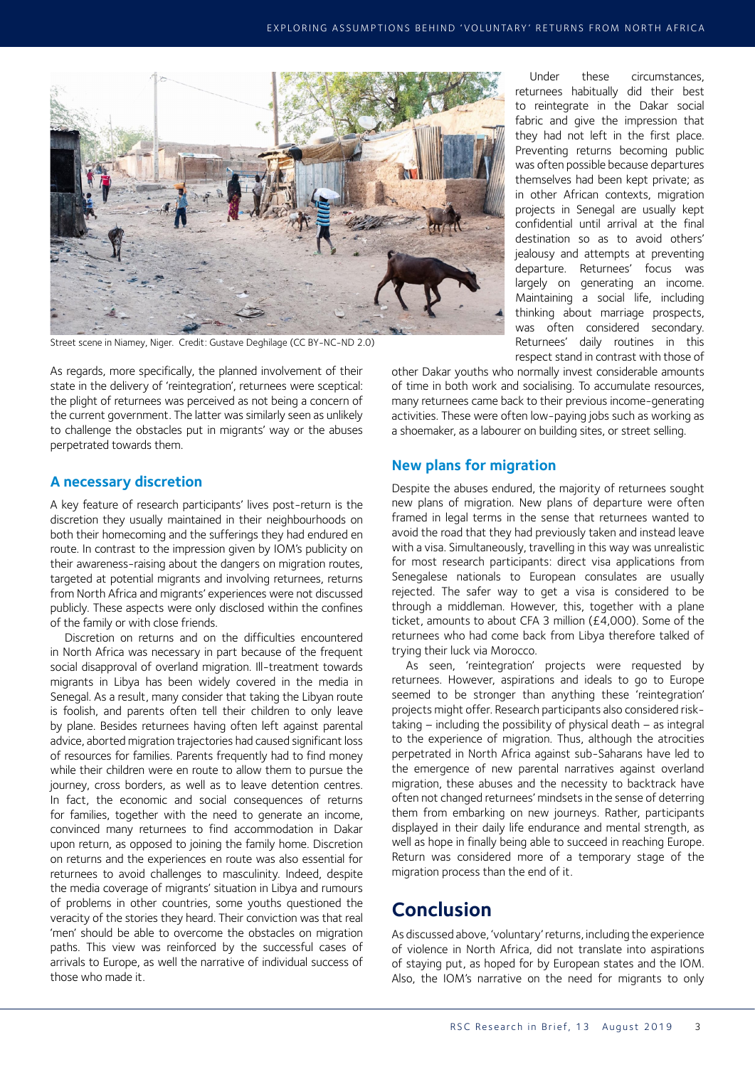Street scene in Niamey, Niger. Credit: Gustave Deghilage (CC BY-NC-ND 2.0)

As regards, more specifically, the planned involvement of their state in the delivery of 'reintegration', returnees were sceptical: the plight of returnees was perceived as not being a concern of the current government. The latter was similarly seen as unlikely to challenge the obstacles put in migrants' way or the abuses perpetrated towards them.

## A necessary discretion

A key feature of research participants' lives post-return is the discretion they usually maintained in their neighbourhoods on both their homecoming and the sufferings they had endured en route. In contrast to the impression given by IOM's publicity on their awareness-raising about the dangers on migration routes, targeted at potential migrants and involving returnees, returns from North Africa and migrants' experiences were not discussed publicly. These aspects were only disclosed within the confines of the family or with close friends.

Discretion on returns and on the difficulties encountered in North Africa was necessary in part because of the frequent social disapproval of overland migration. Ill-treatment towards migrants in Libya has been widely covered in the media in Senegal. As a result, many consider that taking the Libyan route is foolish, and parents often tell their children to only leave by plane. Besides returnees having often left against parental advice, aborted migration trajectories had caused significant loss of resources for families. Parents frequently had to find money while their children were en route to allow them to pursue the journey, cross borders, as well as to leave detention centres. In fact, the economic and social consequences of returns for families, together with the need to generate an income, convinced many returnees to find accommodation in Dakar upon return, as opposed to joining the family home. Discretion on returns and the experiences en route was also essential for returnees to avoid challenges to masculinity. Indeed, despite the media coverage of migrants' situation in Libya and rumours of problems in other countries, some youths questioned the veracity of the stories they heard. Their conviction was that real 'men' should be able to overcome the obstacles on migration paths. This view was reinforced by the successful cases of arrivals to Europe, as well the narrative of individual success of those who made it.

Under these circumstances, returnees habitually did their best to reintegrate in the Dakar social fabric and give the impression that they had not left in the first place. Preventing returns becoming public was often possible because departures themselves had been kept private; as in other African contexts, migration projects in Senegal are usually kept confidential until arrival at the final destination so as to avoid others' jealousy and attempts at preventing departure. Returnees' focus was largely on generating an income. Maintaining a social life, including thinking about marriage prospects, was often considered secondary. Returnees' daily routines in this respect stand in contrast with those of other Dakar youths who normally invest considerable amounts of time in both work and socialising. To accumulate resources, many returnees came back to their previous income-generating activities. These were often low-paying jobs such as working as a shoemaker, as a labourer on building sites, or street selling.

## New plans for migration

Despite the abuses endured, the majority of returnees sought new plans of migration. New plans of departure were often framed in legal terms in the sense that returnees wanted to avoid the road that they had previously taken and instead leave with a visa. Simultaneously, travelling in this way was unrealistic for most research participants: direct visa applications from Senegalese nationals to European consulates are usually rejected. The safer way to get a visa is considered to be through a middleman. However, this, together with a plane ticket, amounts to about CFA 3 million (£4,000). Some of the returnees who had come back from Libya therefore talked of trying their luck via Morocco.

As seen, 'reintegration' projects were requested by returnees. However, aspirations and ideals to go to Europe seemed to be stronger than anything these 'reintegration' projects might offer. Research participants also considered risk-taking – including the possibility of physical death – as integral to the experience of migration. Thus, although the atrocities perpetrated in North Africa against sub-Saharans have led to the emergence of new parental narratives against overland migration, these abuses and the necessity to backtrack have often not changed returnees' mindsets in the sense of deterring them from embarking on new journeys. Rather, participants displayed in their daily life endurance and mental strength, as well as hope in finally being able to succeed in reaching Europe. Return was considered more of a temporary stage of the migration process than the end of it.

# Conclusion

As discussed above, 'voluntary' returns, including the experience of violence in North Africa, did not translate into aspirations of staying put, as hoped for by European states and the IOM. Also, the IOM's narrative on the need for migrants to only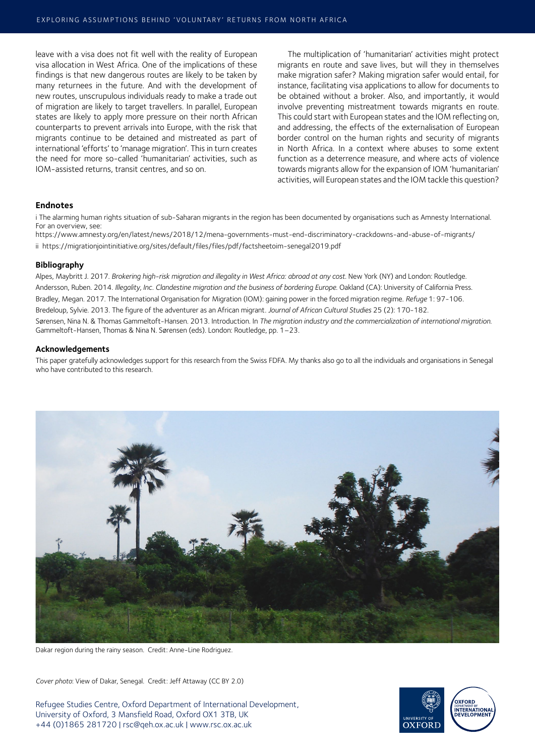leave with a visa does not fit well with the reality of European visa allocation in West Africa. One of the implications of these findings is that new dangerous routes are likely to be taken by many returnees in the future. And with the development of new routes, unscrupulous individuals ready to make a trade out of migration are likely to target travellers. In parallel, European states are likely to apply more pressure on their north African counterparts to prevent arrivals into Europe, with the risk that migrants continue to be detained and mistreated as part of international 'efforts' to 'manage migration'. This in turn creates the need for more so-called 'humanitarian' activities, such as IOM-assisted returns, transit centres, and so on.

The multiplication of 'humanitarian' activities might protect migrants en route and save lives, but will they in themselves make migration safer? Making migration safer would entail, for instance, facilitating visa applications to allow for documents to be obtained without a broker. Also, and importantly, it would involve preventing mistreatment towards migrants en route. This could start with European states and the IOM reflecting on, and addressing, the effects of the externalisation of European border control on the human rights and security of migrants in North Africa. In a context where abuses to some extent function as a deterrence measure, and where acts of violence towards migrants allow for the expansion of IOM 'humanitarian' activities, will European states and the IOM tackle this question?

### Endnotes

i The alarming human rights situation of sub-Saharan migrants in the region has been documented by organisations such as Amnesty International. For an overview, see:
https://www.amnesty.org/en/latest/news/2018/12/mena-governments-must-end-discriminatory-crackdowns-and-abuse-of-migrants/

ii https://migrationjointinitiative.org/sites/default/files/files/pdf/factsheetoim-senegal2019.pdf

### Bibliography

Alpes, Maybritt J. 2017. *Brokering high-risk migration and illegality in West Africa: abroad at any cost.* New York (NY) and London: Routledge.

Andersson, Ruben. 2014. *Illegality, Inc. Clandestine migration and the business of bordering Europe.* Oakland (CA): University of California Press.

Bradley, Megan. 2017. The International Organisation for Migration (IOM): gaining power in the forced migration regime. *Refuge* 1: 97-106.

Bredeloup, Sylvie. 2013. The figure of the adventurer as an African migrant. *Journal of African Cultural Studies* 25 (2): 170-182.

Sørensen, Nina N. & Thomas Gammeltoft-Hansen. 2013. Introduction. In *The migration industry and the commercialization of international migration.* Gammeltoft-Hansen, Thomas & Nina N. Sørensen (eds). London: Routledge, pp. 1–23.

### Acknowledgements

This paper gratefully acknowledges support for this research from the Swiss FDFA. My thanks also go to all the individuals and organisations in Senegal who have contributed to this research.

Dakar region during the rainy season. Credit: Anne-Line Rodriguez.

*Cover photo*: View of Dakar, Senegal. Credit: Jeff Attaway (CC BY 2.0)

Refugee Studies Centre, Oxford Department of International Development, University of Oxford, 3 Mansfield Road, Oxford OX1 3TB, UK
+44 (0)1865 281720 | rsc@qeh.ox.ac.uk | www.rsc.ox.ac.uk